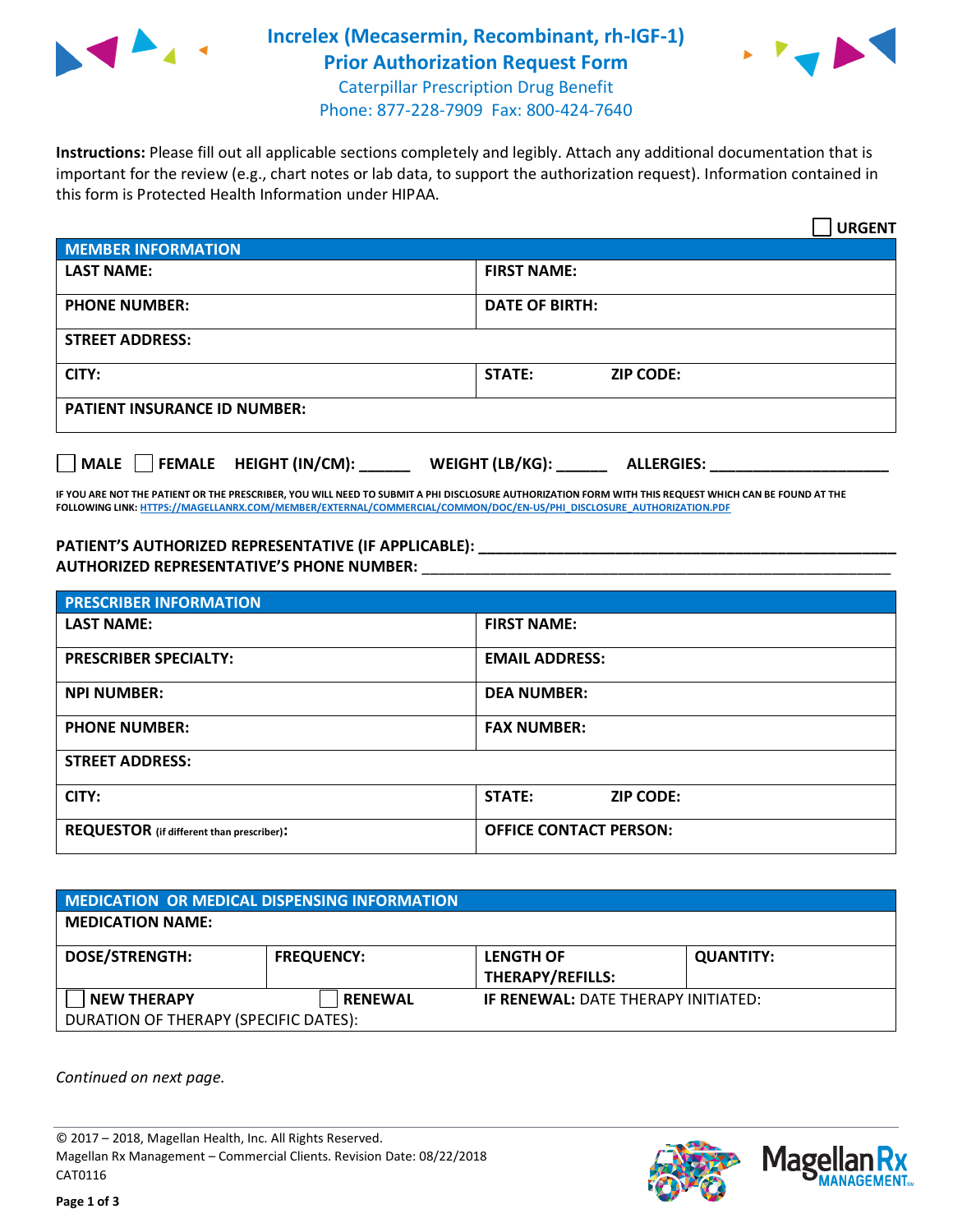# Increlex (Mecasermin, Recombinant, rh-IGF-1) Prior Authorization Request Form

Caterpillar Prescription Drug Benefit
Phone: 877-228-7909 Fax: 800-424-7640

**Instructions:** Please fill out all applicable sections completely and legibly. Attach any additional documentation that is important for the review (e.g., chart notes or lab data, to support the authorization request). Information contained in this form is Protected Health Information under HIPAA.

☐ **URGENT**

| MEMBER INFORMATION | |
|---|---|
| **LAST NAME:** | **FIRST NAME:** |
| **PHONE NUMBER:** | **DATE OF BIRTH:** |
| **STREET ADDRESS:** | |
| **CITY:** | **STATE:** **ZIP CODE:** |
| **PATIENT INSURANCE ID NUMBER:** | |

☐ **MALE** ☐ **FEMALE** **HEIGHT (IN/CM):** ______ **WEIGHT (LB/KG):** ______ **ALLERGIES:** ____________________

**IF YOU ARE NOT THE PATIENT OR THE PRESCRIBER, YOU WILL NEED TO SUBMIT A PHI DISCLOSURE AUTHORIZATION FORM WITH THIS REQUEST WHICH CAN BE FOUND AT THE FOLLOWING LINK: HTTPS://MAGELLANRX.COM/MEMBER/EXTERNAL/COMMERCIAL/COMMON/DOC/EN-US/PHI_DISCLOSURE_AUTHORIZATION.PDF**

**PATIENT'S AUTHORIZED REPRESENTATIVE (IF APPLICABLE):** ____________________________________________
**AUTHORIZED REPRESENTATIVE'S PHONE NUMBER:** ____________________________________________

| PRESCRIBER INFORMATION | |
|---|---|
| **LAST NAME:** | **FIRST NAME:** |
| **PRESCRIBER SPECIALTY:** | **EMAIL ADDRESS:** |
| **NPI NUMBER:** | **DEA NUMBER:** |
| **PHONE NUMBER:** | **FAX NUMBER:** |
| **STREET ADDRESS:** | |
| **CITY:** | **STATE:** **ZIP CODE:** |
| **REQUESTOR** (if different than prescriber): | **OFFICE CONTACT PERSON:** |

| MEDICATION OR MEDICAL DISPENSING INFORMATION | | | |
|---|---|---|---|
| **MEDICATION NAME:** | | | |
| **DOSE/STRENGTH:** | **FREQUENCY:** | **LENGTH OF THERAPY/REFILLS:** | **QUANTITY:** |
| ☐ **NEW THERAPY** | ☐ **RENEWAL** | **IF RENEWAL:** DATE THERAPY INITIATED: | |
| DURATION OF THERAPY (SPECIFIC DATES): | | | |

*Continued on next page.*

© 2017 – 2018, Magellan Health, Inc. All Rights Reserved.
Magellan Rx Management – Commercial Clients. Revision Date: 08/22/2018
CAT0116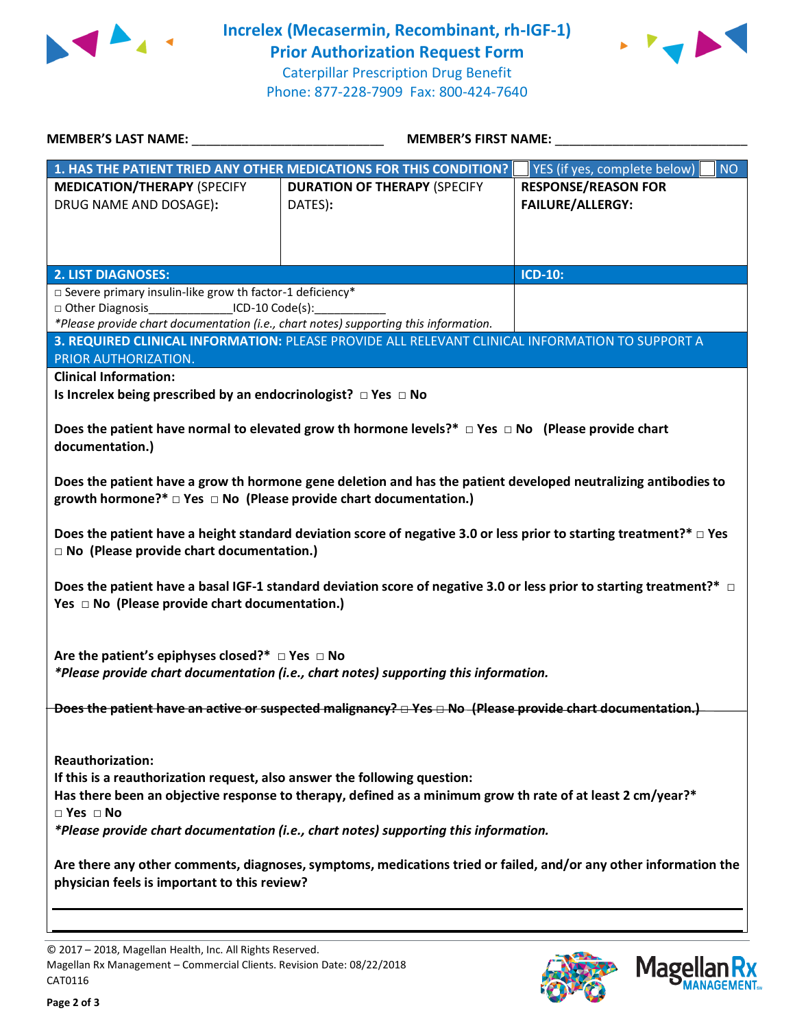# Increlex (Mecasermin, Recombinant, rh-IGF-1) Prior Authorization Request Form

Caterpillar Prescription Drug Benefit
Phone: 877-228-7909 Fax: 800-424-7640

**MEMBER'S LAST NAME:** ___________________________ **MEMBER'S FIRST NAME:** ___________________________

| **1. HAS THE PATIENT TRIED ANY OTHER MEDICATIONS FOR THIS CONDITION?** | | ☐ YES (if yes, complete below) ☐ NO |
|---|---|---|
| **MEDICATION/THERAPY** (SPECIFY DRUG NAME AND DOSAGE): | **DURATION OF THERAPY** (SPECIFY DATES): | **RESPONSE/REASON FOR FAILURE/ALLERGY:** |
| | | |

| **2. LIST DIAGNOSES:** | **ICD-10:** |
|---|---|
| □ Severe primary insulin-like grow th factor-1 deficiency*<br>□ Other Diagnosis_____________ICD-10 Code(s):___________<br>*\*Please provide chart documentation (i.e., chart notes) supporting this information.* | |

**3. REQUIRED CLINICAL INFORMATION:** PLEASE PROVIDE ALL RELEVANT CLINICAL INFORMATION TO SUPPORT A PRIOR AUTHORIZATION.

**Clinical Information:**

**Is Increlex being prescribed by an endocrinologist? □ Yes □ No**

**Does the patient have normal to elevated grow th hormone levels?\* □ Yes □ No (Please provide chart documentation.)**

**Does the patient have a grow th hormone gene deletion and has the patient developed neutralizing antibodies to growth hormone?\* □ Yes □ No (Please provide chart documentation.)**

**Does the patient have a height standard deviation score of negative 3.0 or less prior to starting treatment?\* □ Yes □ No (Please provide chart documentation.)**

**Does the patient have a basal IGF-1 standard deviation score of negative 3.0 or less prior to starting treatment?\* □ Yes □ No (Please provide chart documentation.)**

**Are the patient's epiphyses closed?\* □ Yes □ No**
***\*Please provide chart documentation (i.e., chart notes) supporting this information.***

~~**Does the patient have an active or suspected malignancy? □ Yes □ No (Please provide chart documentation.)**~~

**Reauthorization:**
**If this is a reauthorization request, also answer the following question:**
**Has there been an objective response to therapy, defined as a minimum grow th rate of at least 2 cm/year?\***
**□ Yes □ No**
***\*Please provide chart documentation (i.e., chart notes) supporting this information.***

**Are there any other comments, diagnoses, symptoms, medications tried or failed, and/or any other information the physician feels is important to this review?**

______________________________________________________________________________

______________________________________________________________________________

© 2017 – 2018, Magellan Health, Inc. All Rights Reserved.
Magellan Rx Management – Commercial Clients. Revision Date: 08/22/2018
CAT0116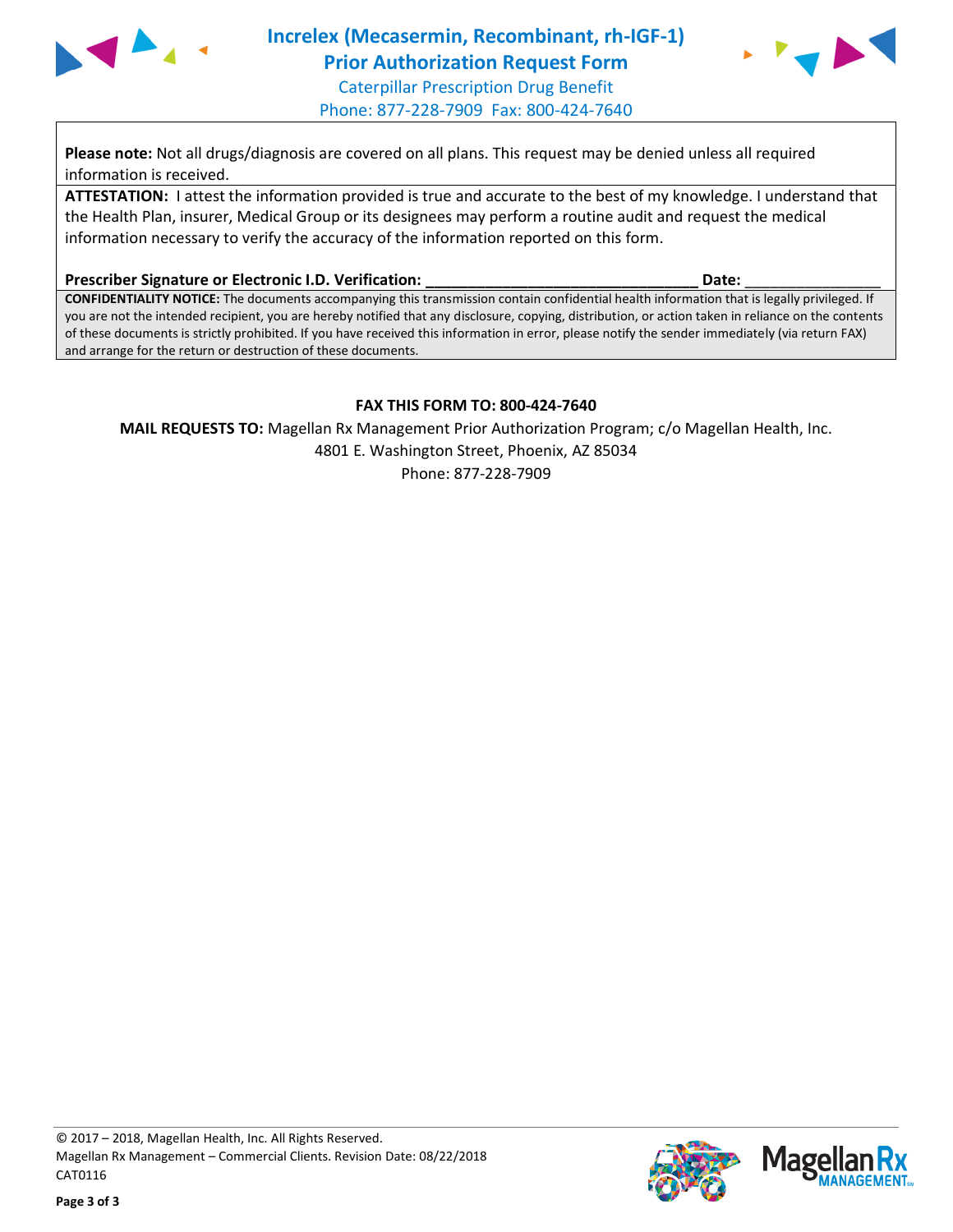**Please note:** Not all drugs/diagnosis are covered on all plans. This request may be denied unless all required information is received.

**ATTESTATION:** I attest the information provided is true and accurate to the best of my knowledge. I understand that the Health Plan, insurer, Medical Group or its designees may perform a routine audit and request the medical information necessary to verify the accuracy of the information reported on this form.

**Prescriber Signature or Electronic I.D. Verification:** ________________________________ **Date:** ________________

**CONFIDENTIALITY NOTICE:** The documents accompanying this transmission contain confidential health information that is legally privileged. If you are not the intended recipient, you are hereby notified that any disclosure, copying, distribution, or action taken in reliance on the contents of these documents is strictly prohibited. If you have received this information in error, please notify the sender immediately (via return FAX) and arrange for the return or destruction of these documents.

**FAX THIS FORM TO: 800-424-7640**

**MAIL REQUESTS TO:** Magellan Rx Management Prior Authorization Program; c/o Magellan Health, Inc.
4801 E. Washington Street, Phoenix, AZ 85034
Phone: 877-228-7909